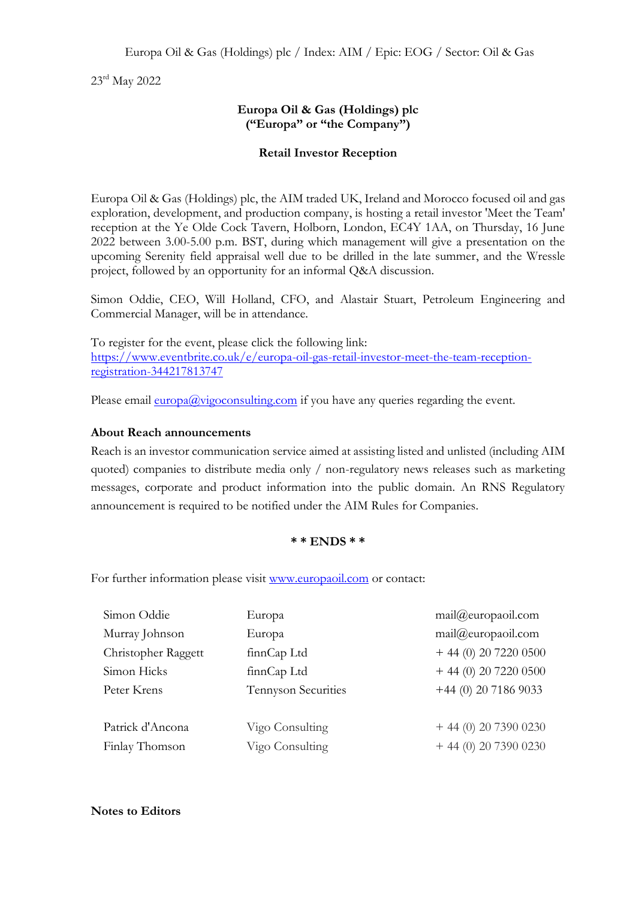Europa Oil & Gas (Holdings) plc / Index: AIM / Epic: EOG / Sector: Oil & Gas

23rd May 2022

**Europa Oil & Gas (Holdings) plc**
**("Europa" or "the Company")**

**Retail Investor Reception**

Europa Oil & Gas (Holdings) plc, the AIM traded UK, Ireland and Morocco focused oil and gas exploration, development, and production company, is hosting a retail investor 'Meet the Team' reception at the Ye Olde Cock Tavern, Holborn, London, EC4Y 1AA, on Thursday, 16 June 2022 between 3.00-5.00 p.m. BST, during which management will give a presentation on the upcoming Serenity field appraisal well due to be drilled in the late summer, and the Wressle project, followed by an opportunity for an informal Q&A discussion.

Simon Oddie, CEO, Will Holland, CFO, and Alastair Stuart, Petroleum Engineering and Commercial Manager, will be in attendance.

To register for the event, please click the following link:
https://www.eventbrite.co.uk/e/europa-oil-gas-retail-investor-meet-the-team-reception-registration-344217813747

Please email europa@vigoconsulting.com if you have any queries regarding the event.

**About Reach announcements**

Reach is an investor communication service aimed at assisting listed and unlisted (including AIM quoted) companies to distribute media only / non-regulatory news releases such as marketing messages, corporate and product information into the public domain. An RNS Regulatory announcement is required to be notified under the AIM Rules for Companies.

**\* \* ENDS \* \***

For further information please visit www.europaoil.com or contact:

| | | |
|---|---|---|
| Simon Oddie | Europa | mail@europaoil.com |
| Murray Johnson | Europa | mail@europaoil.com |
| Christopher Raggett | finnCap Ltd | + 44 (0) 20 7220 0500 |
| Simon Hicks | finnCap Ltd | + 44 (0) 20 7220 0500 |
| Peter Krens | Tennyson Securities | +44 (0) 20 7186 9033 |
| | | |
| Patrick d'Ancona | Vigo Consulting | + 44 (0) 20 7390 0230 |
| Finlay Thomson | Vigo Consulting | + 44 (0) 20 7390 0230 |

**Notes to Editors**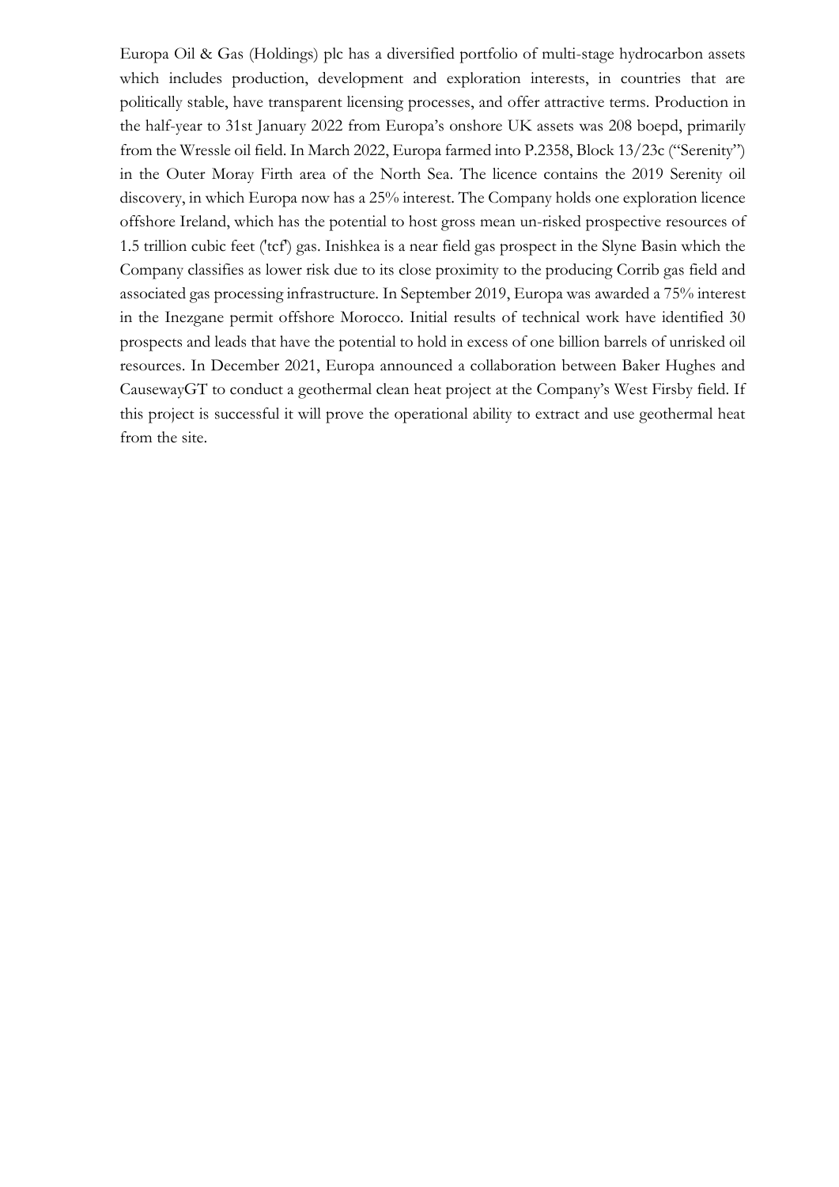Europa Oil & Gas (Holdings) plc has a diversified portfolio of multi-stage hydrocarbon assets which includes production, development and exploration interests, in countries that are politically stable, have transparent licensing processes, and offer attractive terms. Production in the half-year to 31st January 2022 from Europa's onshore UK assets was 208 boepd, primarily from the Wressle oil field. In March 2022, Europa farmed into P.2358, Block 13/23c ("Serenity") in the Outer Moray Firth area of the North Sea. The licence contains the 2019 Serenity oil discovery, in which Europa now has a 25% interest. The Company holds one exploration licence offshore Ireland, which has the potential to host gross mean un-risked prospective resources of 1.5 trillion cubic feet ('tcf') gas. Inishkea is a near field gas prospect in the Slyne Basin which the Company classifies as lower risk due to its close proximity to the producing Corrib gas field and associated gas processing infrastructure. In September 2019, Europa was awarded a 75% interest in the Inezgane permit offshore Morocco. Initial results of technical work have identified 30 prospects and leads that have the potential to hold in excess of one billion barrels of unrisked oil resources. In December 2021, Europa announced a collaboration between Baker Hughes and CausewayGT to conduct a geothermal clean heat project at the Company's West Firsby field. If this project is successful it will prove the operational ability to extract and use geothermal heat from the site.